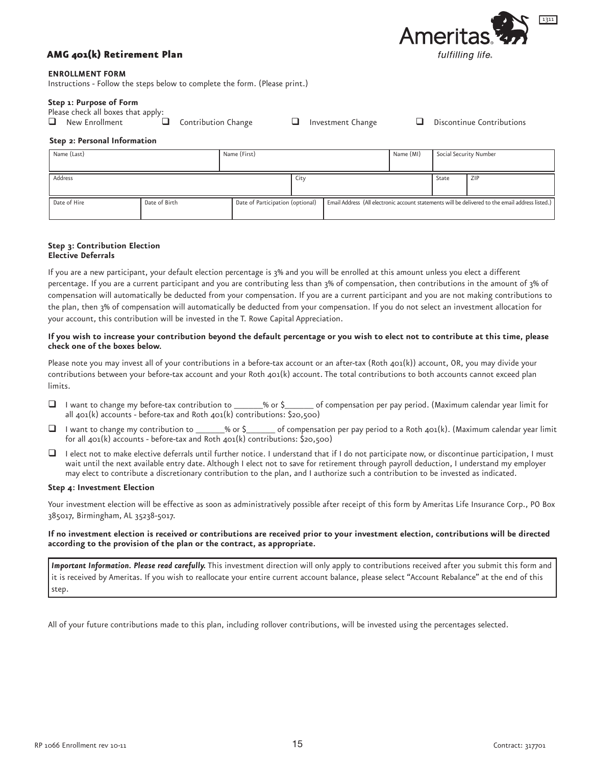# AMG 401(k) Retirement Plan

**ENROLLMENT FORM**

Instructions - Follow the steps below to complete the form. (Please print.)

**Step 1: Purpose of Form**

Please check all boxes that apply:

☐ New Enrollment ☐ Contribution Change ☐ Investment Change ☐ Discontinue Contributions

**Step 2: Personal Information**

| Name (Last) | | Name (First) | | Name (MI) | Social Security Number | |
|---|---|---|---|---|---|---|
| | | | | | | |
| Address | | | City | | State | ZIP |
| | | | | | | |
| Date of Hire | Date of Birth | Date of Participation (optional) | Email Address (All electronic account statements will be delivered to the email address listed.) | | | |
| | | | | | | |

**Step 3: Contribution Election**
**Elective Deferrals**

If you are a new participant, your default election percentage is 3% and you will be enrolled at this amount unless you elect a different percentage. If you are a current participant and you are contributing less than 3% of compensation, then contributions in the amount of 3% of compensation will automatically be deducted from your compensation. If you are a current participant and you are not making contributions to the plan, then 3% of compensation will automatically be deducted from your compensation. If you do not select an investment allocation for your account, this contribution will be invested in the T. Rowe Capital Appreciation.

**If you wish to increase your contribution beyond the default percentage or you wish to elect not to contribute at this time, please check one of the boxes below.**

Please note you may invest all of your contributions in a before-tax account or an after-tax (Roth 401(k)) account, OR, you may divide your contributions between your before-tax account and your Roth 401(k) account. The total contributions to both accounts cannot exceed plan limits.

☐ I want to change my before-tax contribution to ______% or $______ of compensation per pay period. (Maximum calendar year limit for all 401(k) accounts - before-tax and Roth 401(k) contributions: $20,500)

☐ I want to change my contribution to ______% or $______ of compensation per pay period to a Roth 401(k). (Maximum calendar year limit for all 401(k) accounts - before-tax and Roth 401(k) contributions: $20,500)

☐ I elect not to make elective deferrals until further notice. I understand that if I do not participate now, or discontinue participation, I must wait until the next available entry date. Although I elect not to save for retirement through payroll deduction, I understand my employer may elect to contribute a discretionary contribution to the plan, and I authorize such a contribution to be invested as indicated.

**Step 4: Investment Election**

Your investment election will be effective as soon as administratively possible after receipt of this form by Ameritas Life Insurance Corp., PO Box 385017, Birmingham, AL 35238-5017.

**If no investment election is received or contributions are received prior to your investment election, contributions will be directed according to the provision of the plan or the contract, as appropriate.**

***Important Information. Please read carefully.*** This investment direction will only apply to contributions received after you submit this form and it is received by Ameritas. If you wish to reallocate your entire current account balance, please select "Account Rebalance" at the end of this step.

All of your future contributions made to this plan, including rollover contributions, will be invested using the percentages selected.

RP 1066 Enrollment rev 10-11 Contract: 317701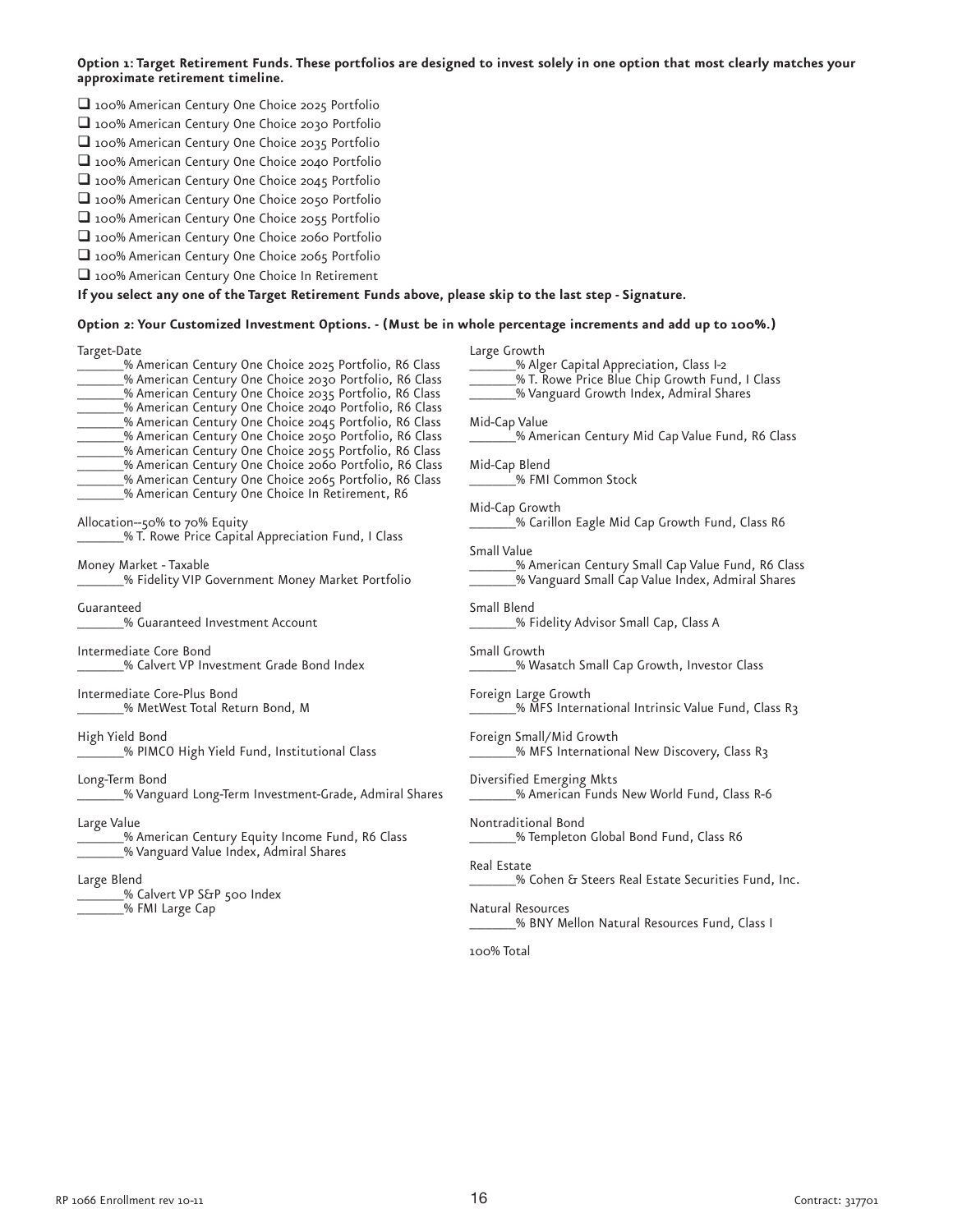**Option 1: Target Retirement Funds. These portfolios are designed to invest solely in one option that most clearly matches your approximate retirement timeline.**

- ❑ 100% American Century One Choice 2025 Portfolio
- ❑ 100% American Century One Choice 2030 Portfolio
- ❑ 100% American Century One Choice 2035 Portfolio
- ❑ 100% American Century One Choice 2040 Portfolio
- ❑ 100% American Century One Choice 2045 Portfolio
- ❑ 100% American Century One Choice 2050 Portfolio
- ❑ 100% American Century One Choice 2055 Portfolio
- ❑ 100% American Century One Choice 2060 Portfolio
- ❑ 100% American Century One Choice 2065 Portfolio
- ❑ 100% American Century One Choice In Retirement

**If you select any one of the Target Retirement Funds above, please skip to the last step - Signature.**

**Option 2: Your Customized Investment Options. - (Must be in whole percentage increments and add up to 100%.)**

Target-Date
_______% American Century One Choice 2025 Portfolio, R6 Class
_______% American Century One Choice 2030 Portfolio, R6 Class
_______% American Century One Choice 2035 Portfolio, R6 Class
_______% American Century One Choice 2040 Portfolio, R6 Class
_______% American Century One Choice 2045 Portfolio, R6 Class
_______% American Century One Choice 2050 Portfolio, R6 Class
_______% American Century One Choice 2055 Portfolio, R6 Class
_______% American Century One Choice 2060 Portfolio, R6 Class
_______% American Century One Choice 2065 Portfolio, R6 Class
_______% American Century One Choice In Retirement, R6

Allocation--50% to 70% Equity
_______% T. Rowe Price Capital Appreciation Fund, I Class

Money Market - Taxable
_______% Fidelity VIP Government Money Market Portfolio

Guaranteed
_______% Guaranteed Investment Account

Intermediate Core Bond
_______% Calvert VP Investment Grade Bond Index

Intermediate Core-Plus Bond
_______% MetWest Total Return Bond, M

High Yield Bond
_______% PIMCO High Yield Fund, Institutional Class

Long-Term Bond
_______% Vanguard Long-Term Investment-Grade, Admiral Shares

Large Value
_______% American Century Equity Income Fund, R6 Class
_______% Vanguard Value Index, Admiral Shares

Large Blend
_______% Calvert VP S&P 500 Index
_______% FMI Large Cap

Large Growth
_______% Alger Capital Appreciation, Class I-2
_______% T. Rowe Price Blue Chip Growth Fund, I Class
_______% Vanguard Growth Index, Admiral Shares

Mid-Cap Value
_______% American Century Mid Cap Value Fund, R6 Class

Mid-Cap Blend
_______% FMI Common Stock

Mid-Cap Growth
_______% Carillon Eagle Mid Cap Growth Fund, Class R6

Small Value
_______% American Century Small Cap Value Fund, R6 Class
_______% Vanguard Small Cap Value Index, Admiral Shares

Small Blend
_______% Fidelity Advisor Small Cap, Class A

Small Growth
_______% Wasatch Small Cap Growth, Investor Class

Foreign Large Growth
_______% MFS International Intrinsic Value Fund, Class R3

Foreign Small/Mid Growth
_______% MFS International New Discovery, Class R3

Diversified Emerging Mkts
_______% American Funds New World Fund, Class R-6

Nontraditional Bond
_______% Templeton Global Bond Fund, Class R6

Real Estate
_______% Cohen & Steers Real Estate Securities Fund, Inc.

Natural Resources
_______% BNY Mellon Natural Resources Fund, Class I

100% Total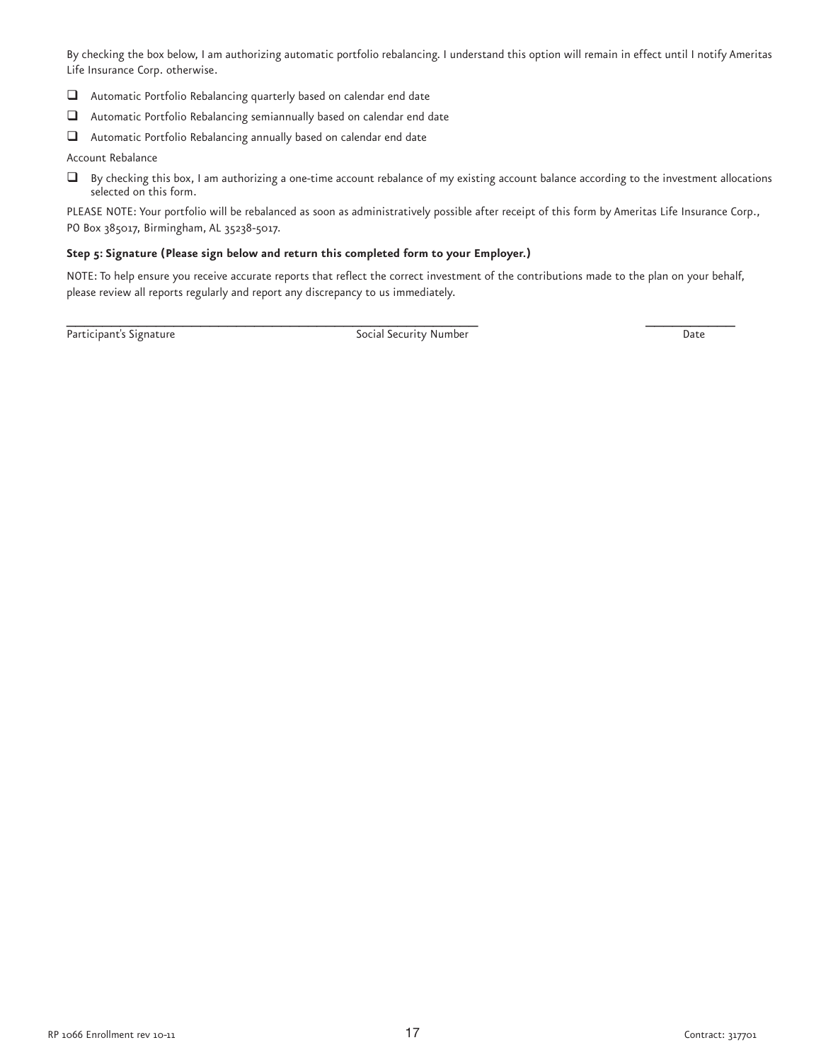By checking the box below, I am authorizing automatic portfolio rebalancing. I understand this option will remain in effect until I notify Ameritas Life Insurance Corp. otherwise.

- ☐ Automatic Portfolio Rebalancing quarterly based on calendar end date
- ☐ Automatic Portfolio Rebalancing semiannually based on calendar end date
- ☐ Automatic Portfolio Rebalancing annually based on calendar end date

Account Rebalance

- ☐ By checking this box, I am authorizing a one-time account rebalance of my existing account balance according to the investment allocations selected on this form.

PLEASE NOTE: Your portfolio will be rebalanced as soon as administratively possible after receipt of this form by Ameritas Life Insurance Corp., PO Box 385017, Birmingham, AL 35238-5017.

**Step 5: Signature (Please sign below and return this completed form to your Employer.)**

NOTE: To help ensure you receive accurate reports that reflect the correct investment of the contributions made to the plan on your behalf, please review all reports regularly and report any discrepancy to us immediately.

\_\_\_\_\_\_\_\_\_\_\_\_\_\_\_\_\_\_\_\_\_\_\_\_\_\_\_\_\_\_\_\_\_\_\_\_\_\_\_\_\_\_\_\_\_\_\_\_\_\_\_\_\_\_\_\_\_\_\_\_ \_\_\_\_\_\_\_\_\_\_\_\_\_\_

Participant's Signature                Social Security Number                Date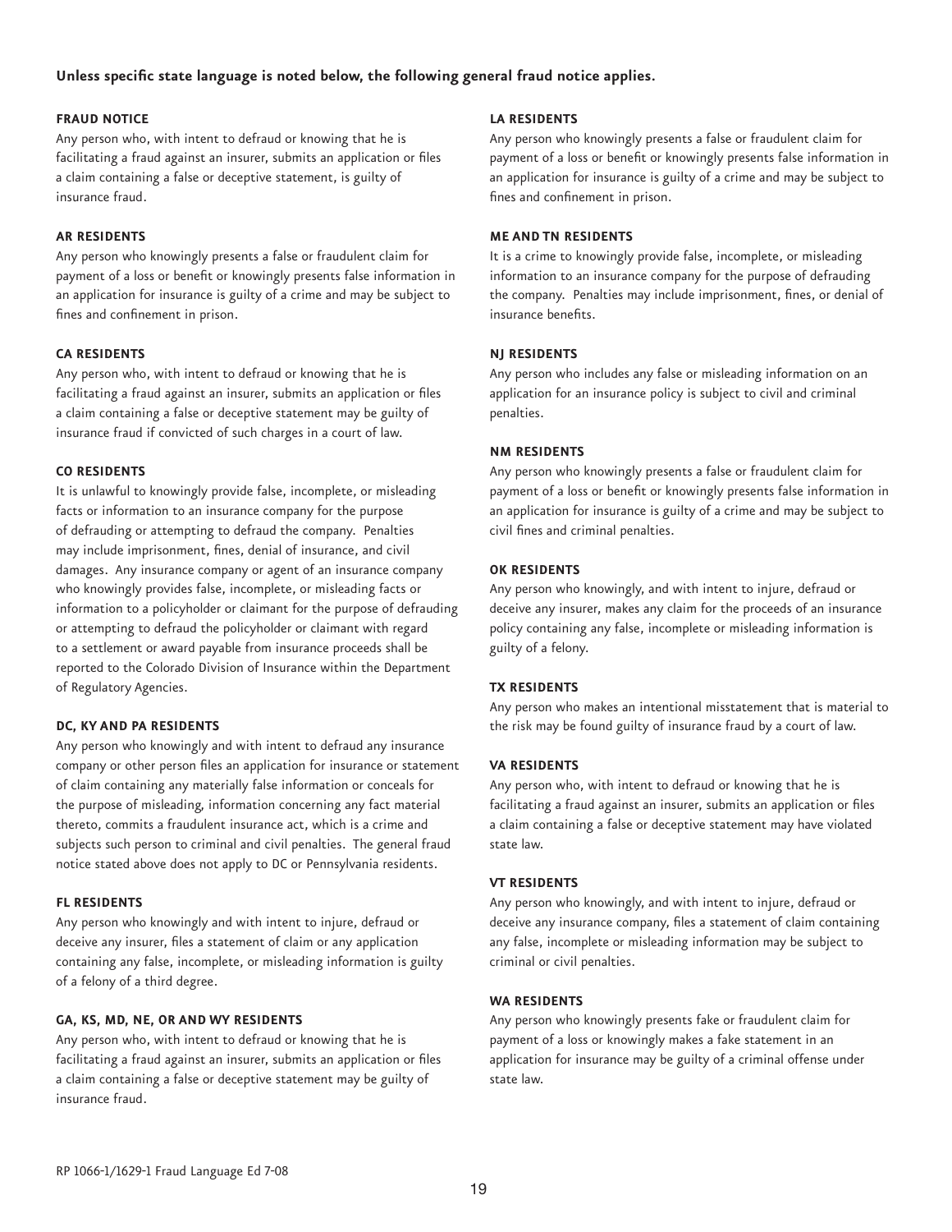**Unless specific state language is noted below, the following general fraud notice applies.**

### FRAUD NOTICE

Any person who, with intent to defraud or knowing that he is facilitating a fraud against an insurer, submits an application or files a claim containing a false or deceptive statement, is guilty of insurance fraud.

### AR RESIDENTS

Any person who knowingly presents a false or fraudulent claim for payment of a loss or benefit or knowingly presents false information in an application for insurance is guilty of a crime and may be subject to fines and confinement in prison.

### CA RESIDENTS

Any person who, with intent to defraud or knowing that he is facilitating a fraud against an insurer, submits an application or files a claim containing a false or deceptive statement may be guilty of insurance fraud if convicted of such charges in a court of law.

### CO RESIDENTS

It is unlawful to knowingly provide false, incomplete, or misleading facts or information to an insurance company for the purpose of defrauding or attempting to defraud the company. Penalties may include imprisonment, fines, denial of insurance, and civil damages. Any insurance company or agent of an insurance company who knowingly provides false, incomplete, or misleading facts or information to a policyholder or claimant for the purpose of defrauding or attempting to defraud the policyholder or claimant with regard to a settlement or award payable from insurance proceeds shall be reported to the Colorado Division of Insurance within the Department of Regulatory Agencies.

### DC, KY AND PA RESIDENTS

Any person who knowingly and with intent to defraud any insurance company or other person files an application for insurance or statement of claim containing any materially false information or conceals for the purpose of misleading, information concerning any fact material thereto, commits a fraudulent insurance act, which is a crime and subjects such person to criminal and civil penalties. The general fraud notice stated above does not apply to DC or Pennsylvania residents.

### FL RESIDENTS

Any person who knowingly and with intent to injure, defraud or deceive any insurer, files a statement of claim or any application containing any false, incomplete, or misleading information is guilty of a felony of a third degree.

### GA, KS, MD, NE, OR AND WY RESIDENTS

Any person who, with intent to defraud or knowing that he is facilitating a fraud against an insurer, submits an application or files a claim containing a false or deceptive statement may be guilty of insurance fraud.

### LA RESIDENTS

Any person who knowingly presents a false or fraudulent claim for payment of a loss or benefit or knowingly presents false information in an application for insurance is guilty of a crime and may be subject to fines and confinement in prison.

### ME AND TN RESIDENTS

It is a crime to knowingly provide false, incomplete, or misleading information to an insurance company for the purpose of defrauding the company. Penalties may include imprisonment, fines, or denial of insurance benefits.

### NJ RESIDENTS

Any person who includes any false or misleading information on an application for an insurance policy is subject to civil and criminal penalties.

### NM RESIDENTS

Any person who knowingly presents a false or fraudulent claim for payment of a loss or benefit or knowingly presents false information in an application for insurance is guilty of a crime and may be subject to civil fines and criminal penalties.

### OK RESIDENTS

Any person who knowingly, and with intent to injure, defraud or deceive any insurer, makes any claim for the proceeds of an insurance policy containing any false, incomplete or misleading information is guilty of a felony.

### TX RESIDENTS

Any person who makes an intentional misstatement that is material to the risk may be found guilty of insurance fraud by a court of law.

### VA RESIDENTS

Any person who, with intent to defraud or knowing that he is facilitating a fraud against an insurer, submits an application or files a claim containing a false or deceptive statement may have violated state law.

### VT RESIDENTS

Any person who knowingly, and with intent to injure, defraud or deceive any insurance company, files a statement of claim containing any false, incomplete or misleading information may be subject to criminal or civil penalties.

### WA RESIDENTS

Any person who knowingly presents fake or fraudulent claim for payment of a loss or knowingly makes a fake statement in an application for insurance may be guilty of a criminal offense under state law.

RP 1066-1/1629-1 Fraud Language Ed 7-08